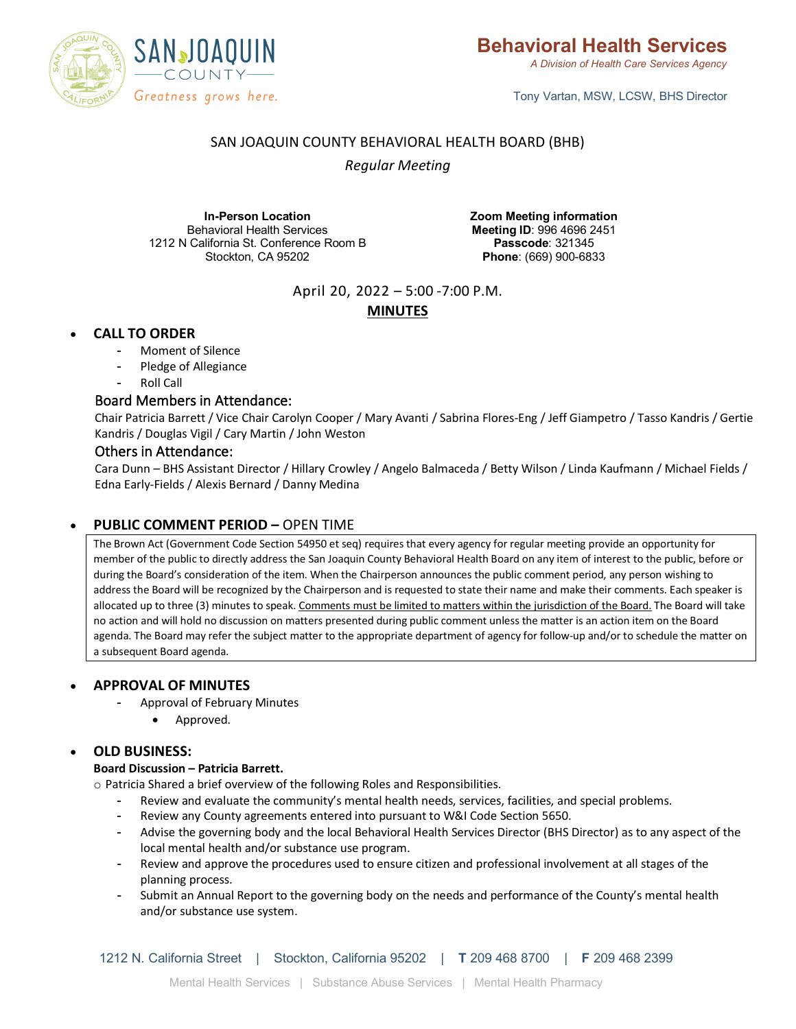Behavioral Health Services
*A Division of Health Care Services Agency*

Tony Vartan, MSW, LCSW, BHS Director

# SAN JOAQUIN COUNTY BEHAVIORAL HEALTH BOARD (BHB)

*Regular Meeting*

**In-Person Location**
Behavioral Health Services
1212 N California St. Conference Room B
Stockton, CA 95202

**Zoom Meeting information**
**Meeting ID**: 996 4696 2451
**Passcode**: 321345
**Phone**: (669) 900-6833

April 20, 2022 – 5:00 -7:00 P.M.

**MINUTES**

- **CALL TO ORDER**
  - Moment of Silence
  - Pledge of Allegiance
  - Roll Call

### Board Members in Attendance:

Chair Patricia Barrett / Vice Chair Carolyn Cooper / Mary Avanti / Sabrina Flores-Eng / Jeff Giampetro / Tasso Kandris / Gertie Kandris / Douglas Vigil / Cary Martin / John Weston

### Others in Attendance:

Cara Dunn – BHS Assistant Director / Hillary Crowley / Angelo Balmaceda / Betty Wilson / Linda Kaufmann / Michael Fields / Edna Early-Fields / Alexis Bernard / Danny Medina

- **PUBLIC COMMENT PERIOD –** OPEN TIME

The Brown Act (Government Code Section 54950 et seq) requires that every agency for regular meeting provide an opportunity for member of the public to directly address the San Joaquin County Behavioral Health Board on any item of interest to the public, before or during the Board's consideration of the item. When the Chairperson announces the public comment period, any person wishing to address the Board will be recognized by the Chairperson and is requested to state their name and make their comments. Each speaker is allocated up to three (3) minutes to speak. Comments must be limited to matters within the jurisdiction of the Board. The Board will take no action and will hold no discussion on matters presented during public comment unless the matter is an action item on the Board agenda. The Board may refer the subject matter to the appropriate department of agency for follow-up and/or to schedule the matter on a subsequent Board agenda.

- **APPROVAL OF MINUTES**
  - Approval of February Minutes
    - Approved.

- **OLD BUSINESS:**

**Board Discussion – Patricia Barrett.**

○ Patricia Shared a brief overview of the following Roles and Responsibilities.

- Review and evaluate the community's mental health needs, services, facilities, and special problems.
- Review any County agreements entered into pursuant to W&I Code Section 5650.
- Advise the governing body and the local Behavioral Health Services Director (BHS Director) as to any aspect of the local mental health and/or substance use program.
- Review and approve the procedures used to ensure citizen and professional involvement at all stages of the planning process.
- Submit an Annual Report to the governing body on the needs and performance of the County's mental health and/or substance use system.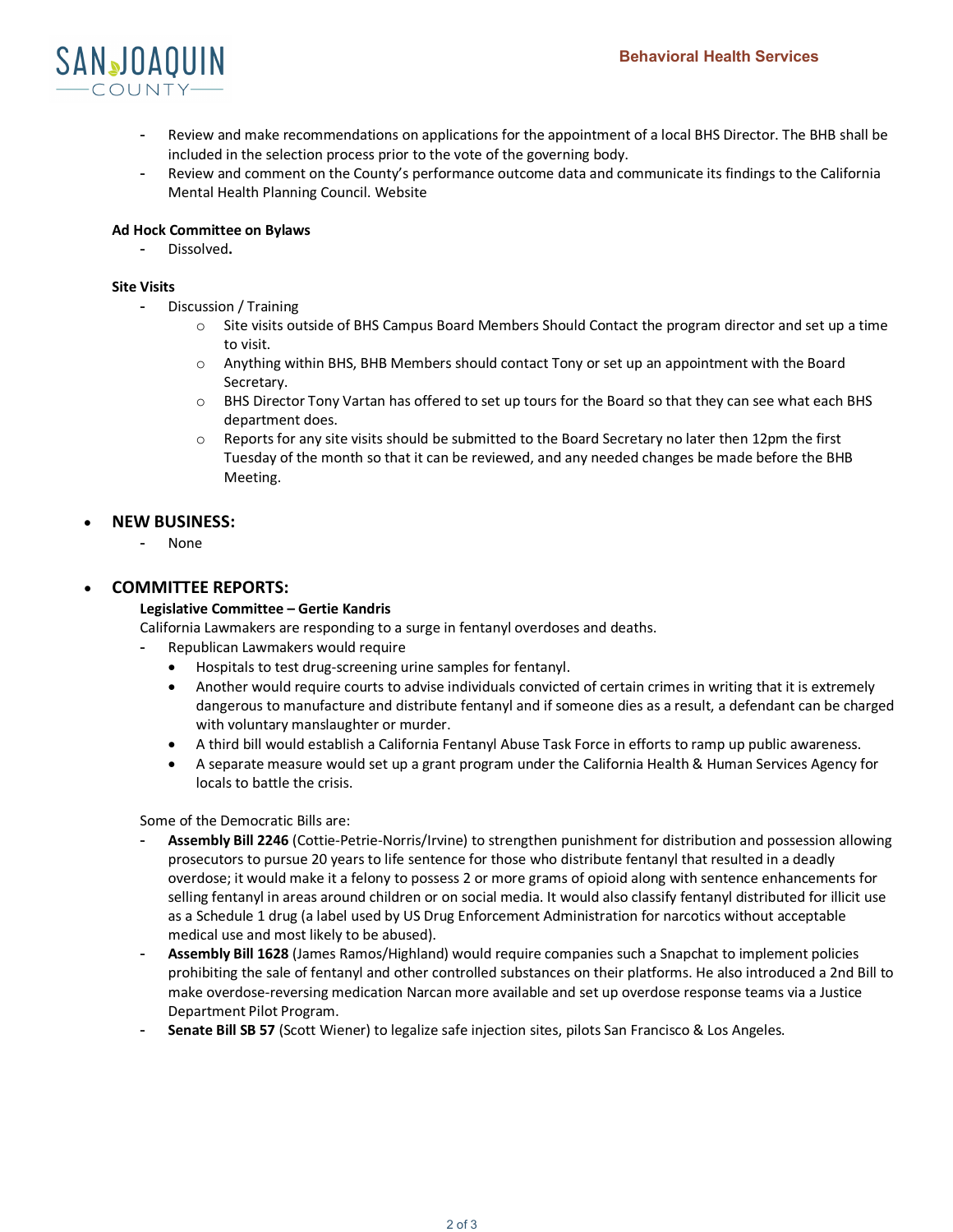- Review and make recommendations on applications for the appointment of a local BHS Director. The BHB shall be included in the selection process prior to the vote of the governing body.
- Review and comment on the County's performance outcome data and communicate its findings to the California Mental Health Planning Council. Website

**Ad Hock Committee on Bylaws**

- Dissolved**.**

**Site Visits**

- Discussion / Training
  - Site visits outside of BHS Campus Board Members Should Contact the program director and set up a time to visit.
  - Anything within BHS, BHB Members should contact Tony or set up an appointment with the Board Secretary.
  - BHS Director Tony Vartan has offered to set up tours for the Board so that they can see what each BHS department does.
  - Reports for any site visits should be submitted to the Board Secretary no later then 12pm the first Tuesday of the month so that it can be reviewed, and any needed changes be made before the BHB Meeting.

- ## NEW BUSINESS:
  - None

- ## COMMITTEE REPORTS:

  **Legislative Committee – Gertie Kandris**

  California Lawmakers are responding to a surge in fentanyl overdoses and deaths.

  - Republican Lawmakers would require
    - Hospitals to test drug-screening urine samples for fentanyl.
    - Another would require courts to advise individuals convicted of certain crimes in writing that it is extremely dangerous to manufacture and distribute fentanyl and if someone dies as a result, a defendant can be charged with voluntary manslaughter or murder.
    - A third bill would establish a California Fentanyl Abuse Task Force in efforts to ramp up public awareness.
    - A separate measure would set up a grant program under the California Health & Human Services Agency for locals to battle the crisis.

  Some of the Democratic Bills are:

  - **Assembly Bill 2246** (Cottie-Petrie-Norris/Irvine) to strengthen punishment for distribution and possession allowing prosecutors to pursue 20 years to life sentence for those who distribute fentanyl that resulted in a deadly overdose; it would make it a felony to possess 2 or more grams of opioid along with sentence enhancements for selling fentanyl in areas around children or on social media. It would also classify fentanyl distributed for illicit use as a Schedule 1 drug (a label used by US Drug Enforcement Administration for narcotics without acceptable medical use and most likely to be abused).
  - **Assembly Bill 1628** (James Ramos/Highland) would require companies such a Snapchat to implement policies prohibiting the sale of fentanyl and other controlled substances on their platforms. He also introduced a 2nd Bill to make overdose-reversing medication Narcan more available and set up overdose response teams via a Justice Department Pilot Program.
  - **Senate Bill SB 57** (Scott Wiener) to legalize safe injection sites, pilots San Francisco & Los Angeles.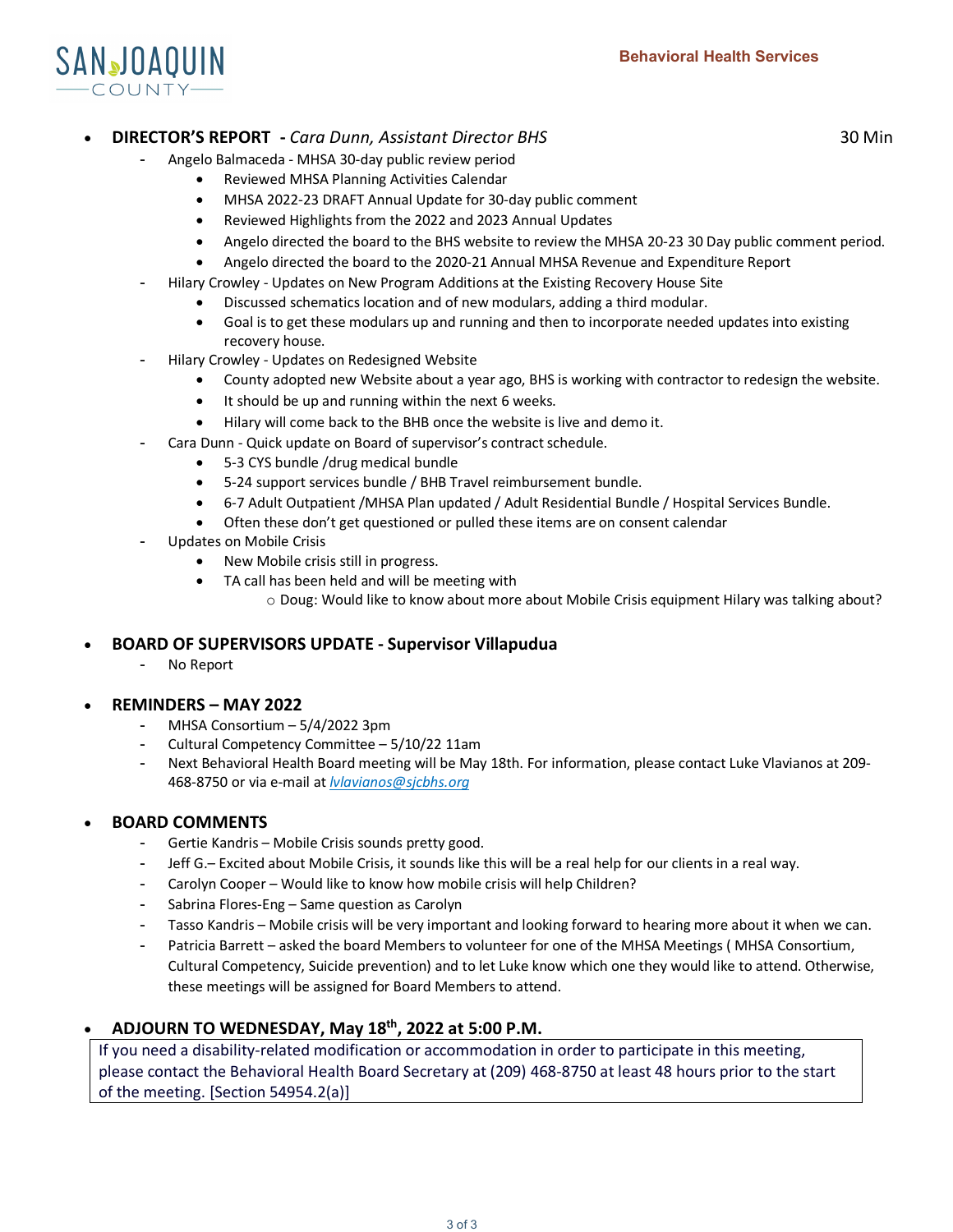- **DIRECTOR'S REPORT** - *Cara Dunn, Assistant Director BHS* 30 Min
  - Angelo Balmaceda - MHSA 30-day public review period
    - Reviewed MHSA Planning Activities Calendar
    - MHSA 2022-23 DRAFT Annual Update for 30-day public comment
    - Reviewed Highlights from the 2022 and 2023 Annual Updates
    - Angelo directed the board to the BHS website to review the MHSA 20-23 30 Day public comment period.
    - Angelo directed the board to the 2020-21 Annual MHSA Revenue and Expenditure Report
  - Hilary Crowley - Updates on New Program Additions at the Existing Recovery House Site
    - Discussed schematics location and of new modulars, adding a third modular.
    - Goal is to get these modulars up and running and then to incorporate needed updates into existing recovery house.
  - Hilary Crowley - Updates on Redesigned Website
    - County adopted new Website about a year ago, BHS is working with contractor to redesign the website.
    - It should be up and running within the next 6 weeks.
    - Hilary will come back to the BHB once the website is live and demo it.
  - Cara Dunn - Quick update on Board of supervisor's contract schedule.
    - 5-3 CYS bundle /drug medical bundle
    - 5-24 support services bundle / BHB Travel reimbursement bundle.
    - 6-7 Adult Outpatient /MHSA Plan updated / Adult Residential Bundle / Hospital Services Bundle.
    - Often these don't get questioned or pulled these items are on consent calendar
  - Updates on Mobile Crisis
    - New Mobile crisis still in progress.
    - TA call has been held and will be meeting with
      - Doug: Would like to know about more about Mobile Crisis equipment Hilary was talking about?

- **BOARD OF SUPERVISORS UPDATE - Supervisor Villapudua**
  - No Report

- **REMINDERS – MAY 2022**
  - MHSA Consortium – 5/4/2022 3pm
  - Cultural Competency Committee – 5/10/22 11am
  - Next Behavioral Health Board meeting will be May 18th. For information, please contact Luke Vlavianos at 209-468-8750 or via e-mail at *lvlavianos@sjcbhs.org*

- **BOARD COMMENTS**
  - Gertie Kandris – Mobile Crisis sounds pretty good.
  - Jeff G.– Excited about Mobile Crisis, it sounds like this will be a real help for our clients in a real way.
  - Carolyn Cooper – Would like to know how mobile crisis will help Children?
  - Sabrina Flores-Eng – Same question as Carolyn
  - Tasso Kandris – Mobile crisis will be very important and looking forward to hearing more about it when we can.
  - Patricia Barrett – asked the board Members to volunteer for one of the MHSA Meetings ( MHSA Consortium, Cultural Competency, Suicide prevention) and to let Luke know which one they would like to attend. Otherwise, these meetings will be assigned for Board Members to attend.

- **ADJOURN TO WEDNESDAY, May 18th, 2022 at 5:00 P.M.**

If you need a disability-related modification or accommodation in order to participate in this meeting, please contact the Behavioral Health Board Secretary at (209) 468-8750 at least 48 hours prior to the start of the meeting. [Section 54954.2(a)]